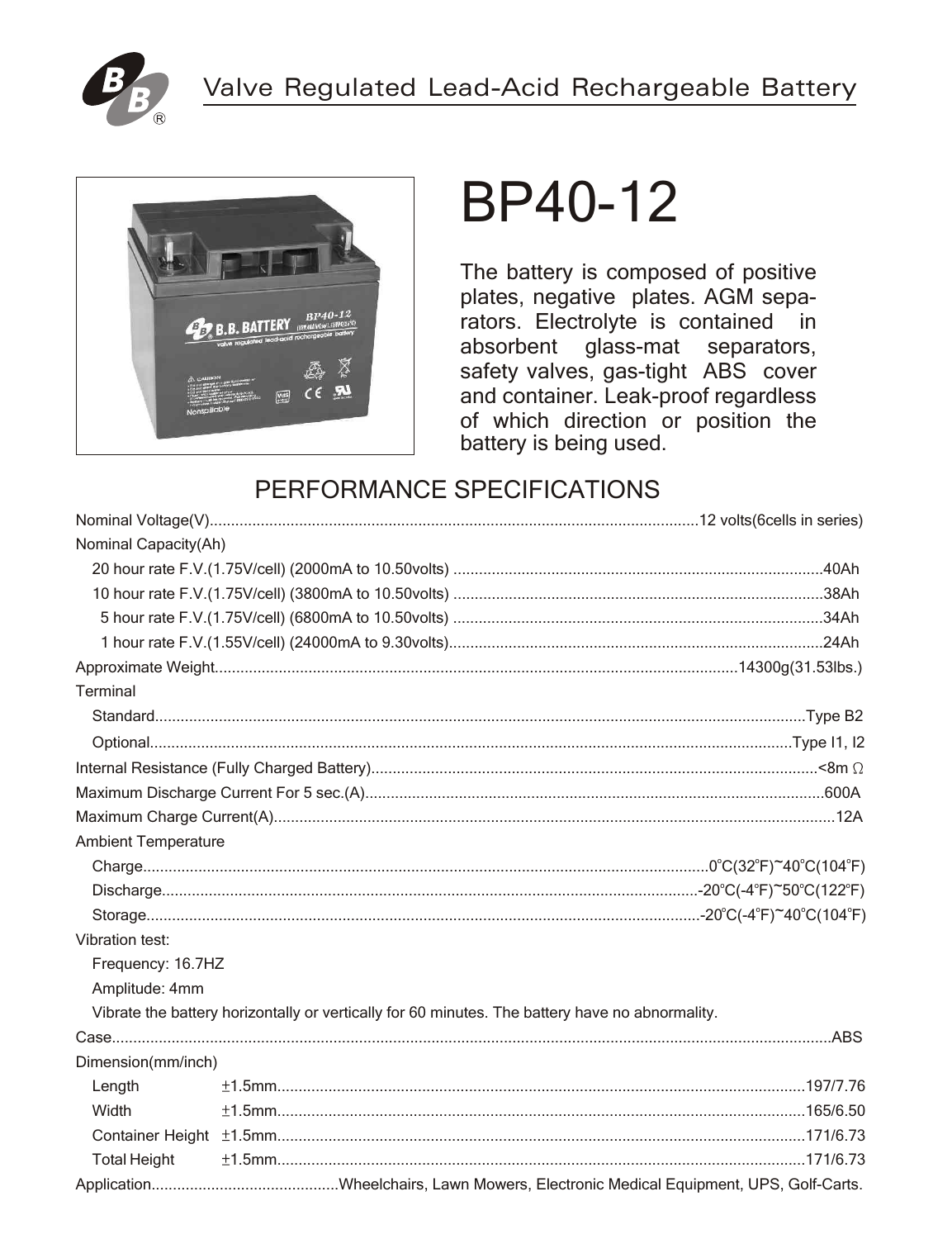# Valve Regulated Lead-Acid Rechargeable Battery

# BP40-12

The battery is composed of positive plates, negative plates. AGM separators. Electrolyte is contained in absorbent glass-mat separators, safety valves, gas-tight ABS cover and container. Leak-proof regardless of which direction or position the battery is being used.

## PERFORMANCE SPECIFICATIONS

Nominal Voltage(V)..........12 volts(6cells in series)

Nominal Capacity(Ah)

- 20 hour rate F.V.(1.75V/cell) (2000mA to 10.50volts) ..........40Ah
- 10 hour rate F.V.(1.75V/cell) (3800mA to 10.50volts) ..........38Ah
- 5 hour rate F.V.(1.75V/cell) (6800mA to 10.50volts) ..........34Ah
- 1 hour rate F.V.(1.55V/cell) (24000mA to 9.30volts)..........24Ah

Approximate Weight..........14300g(31.53lbs.)

Terminal

- Standard..........Type B2
- Optional..........Type I1, I2

Internal Resistance (Fully Charged Battery)..........<8m Ω

Maximum Discharge Current For 5 sec.(A)..........600A

Maximum Charge Current(A)..........12A

Ambient Temperature

- Charge..........0°C(32°F)~40°C(104°F)
- Discharge..........-20°C(-4°F)~50°C(122°F)
- Storage..........-20°C(-4°F)~40°C(104°F)

Vibration test:

- Frequency: 16.7HZ
- Amplitude: 4mm
- Vibrate the battery horizontally or vertically for 60 minutes. The battery have no abnormality.

Case..........ABS

Dimension(mm/inch)

| | Tolerance | mm/inch |
|---|---|---|
| Length | ±1.5mm | 197/7.76 |
| Width | ±1.5mm | 165/6.50 |
| Container Height | ±1.5mm | 171/6.73 |
| Total Height | ±1.5mm | 171/6.73 |

Application..........Wheelchairs, Lawn Mowers, Electronic Medical Equipment, UPS, Golf-Carts.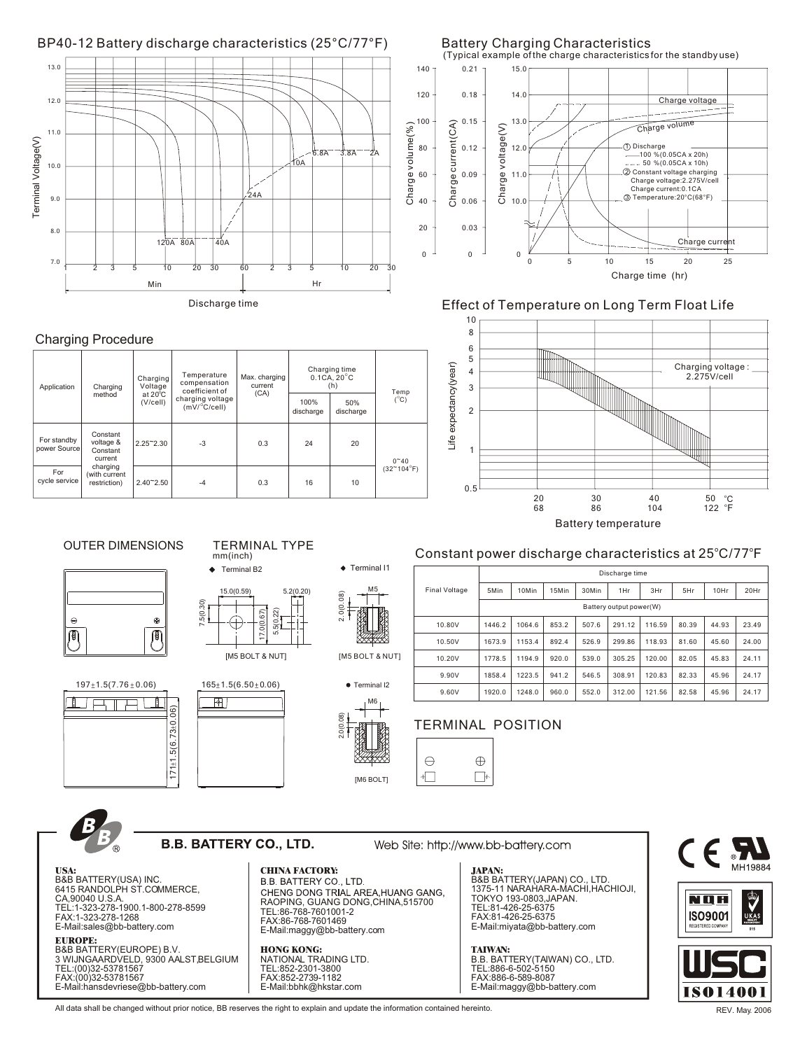## BP40-12 Battery discharge characteristics (25°C/77°F)

Terminal Voltage(V)

13.0
12.0
11.0
10.0
9.0
8.0
7.0

120A 80A 40A 24A 10A 6.8A 3.8A 2A

1 2 3 5 10 20 30 60 2 3 5 10 20 30

Min Hr

Discharge time

## Battery Charging Characteristics

(Typical example of the charge characteristics for the standby use)

Charge volume(%) Charge current(CA) Charge voltage(V)

140 0.21 15.0
120 0.18 14.0
100 0.15 13.0
80 0.12 12.0
60 0.09 11.0
40 0.06 10.0
20 0.03
0 0 0

Charge voltage

Charge volume

① Discharge
100 %(0.05CA x 20h)
50 %(0.05CA x 10h)
② Constant voltage charging
Charge voltage:2.275V/cell
Charge current:0.1CA
③ Temperature:20°C(68°F)

Charge current

0 5 10 15 20 25

Charge time (hr)

## Charging Procedure

| Application | Charging method | Charging Voltage at 20°C (V/cell) | Temperature compensation coefficient of charging voltage (mV/°C/cell) | Max. charging current (CA) | Charging time 0.1CA, 20°C (h) | | Temp (°C) |
|---|---|---|---|---|---|---|---|
| | | | | | 100% discharge | 50% discharge | |
| For standby power Source | Constant voltage & Constant current charging (with current restriction) | 2.25~2.30 | -3 | 0.3 | 24 | 20 | 0~40 (32~104°F) |
| For cycle service | | 2.40~2.50 | -4 | 0.3 | 16 | 10 | |

## Effect of Temperature on Long Term Float Life

Life expectancy(year)

10
8
6
5
4
3
2
1
0.5

Charging voltage : 2.275V/cell

20 30 40 50 °C
68 86 104 122 °F

Battery temperature

## OUTER DIMENSIONS

197±1.5(7.76±0.06)

171±1.5(6.73±0.06)

165±1.5(6.50±0.06)

## TERMINAL TYPE

mm(inch)

◆ Terminal B2

15.0(0.59) 5.2(0.20) 7.5(0.30) 17.0(0.67) 5.5(0.22)

[M5 BOLT & NUT]

◆ Terminal I1

M5 2.0(0.08)

[M5 BOLT & NUT]

● Terminal I2

M6 2.0(0.08)

[M6 BOLT]

## Constant power discharge characteristics at 25°C/77°F

| Final Voltage | Discharge time | | | | | | | | |
|---|---|---|---|---|---|---|---|---|---|
| | 5Min | 10Min | 15Min | 30Min | 1Hr | 3Hr | 5Hr | 10Hr | 20Hr |
| | Battery output power(W) | | | | | | | | |
| 10.80V | 1446.2 | 1064.6 | 853.2 | 507.6 | 291.12 | 116.59 | 80.39 | 44.93 | 23.49 |
| 10.50V | 1673.9 | 1153.4 | 892.4 | 526.9 | 299.86 | 118.93 | 81.60 | 45.60 | 24.00 |
| 10.20V | 1778.5 | 1194.9 | 920.0 | 539.0 | 305.25 | 120.00 | 82.05 | 45.83 | 24.11 |
| 9.90V | 1858.4 | 1223.5 | 941.2 | 546.5 | 308.91 | 120.83 | 82.33 | 45.96 | 24.17 |
| 9.60V | 1920.0 | 1248.0 | 960.0 | 552.0 | 312.00 | 121.56 | 82.58 | 45.96 | 24.17 |

## TERMINAL POSITION

**B.B. BATTERY CO., LTD.** Web Site: http://www.bb-battery.com

**USA:**
B&B BATTERY(USA) INC.
6415 RANDOLPH ST.COMMERCE,
CA,90040 U.S.A.
TEL:1-323-278-1900.1-800-278-8599
FAX:1-323-278-1268
E-Mail:sales@bb-battery.com

**EUROPE:**
B&B BATTERY(EUROPE) B.V.
3 WIJNGAARDVELD, 9300 AALST,BELGIUM
TEL:(00)32-53781567
FAX:(00)32-53781567
E-Mail:hansdevriese@bb-battery.com

**CHINA FACTORY:**
B.B. BATTERY CO., LTD.
CHENG DONG TRIAL AREA,HUANG GANG,
RAOPING, GUANG DONG,CHINA,515700
TEL:86-768-7601001-2
FAX:86-768-7601469
E-Mail:maggy@bb-battery.com

**HONG KONG:**
NATIONAL TRADING LTD.
TEL:852-2301-3800
FAX:852-2739-1182
E-Mail:bbhk@hkstar.com

**JAPAN:**
B&B BATTERY(JAPAN) CO., LTD.
1375-11 NARAHARA-MACHI,HACHIOJI,
TOKYO 193-0803,JAPAN.
TEL:81-426-25-6375
FAX:81-426-25-6375
E-Mail:miyata@bb-battery.com

**TAIWAN:**
B.B. BATTERY(TAIWAN) CO., LTD.
TEL:886-6-502-5150
FAX:886-6-589-8087
E-Mail:maggy@bb-battery.com

MH19884

ISO9001

ISO14001

All data shall be changed without prior notice, BB reserves the right to explain and update the information contained hereinto.

REV. May. 2006